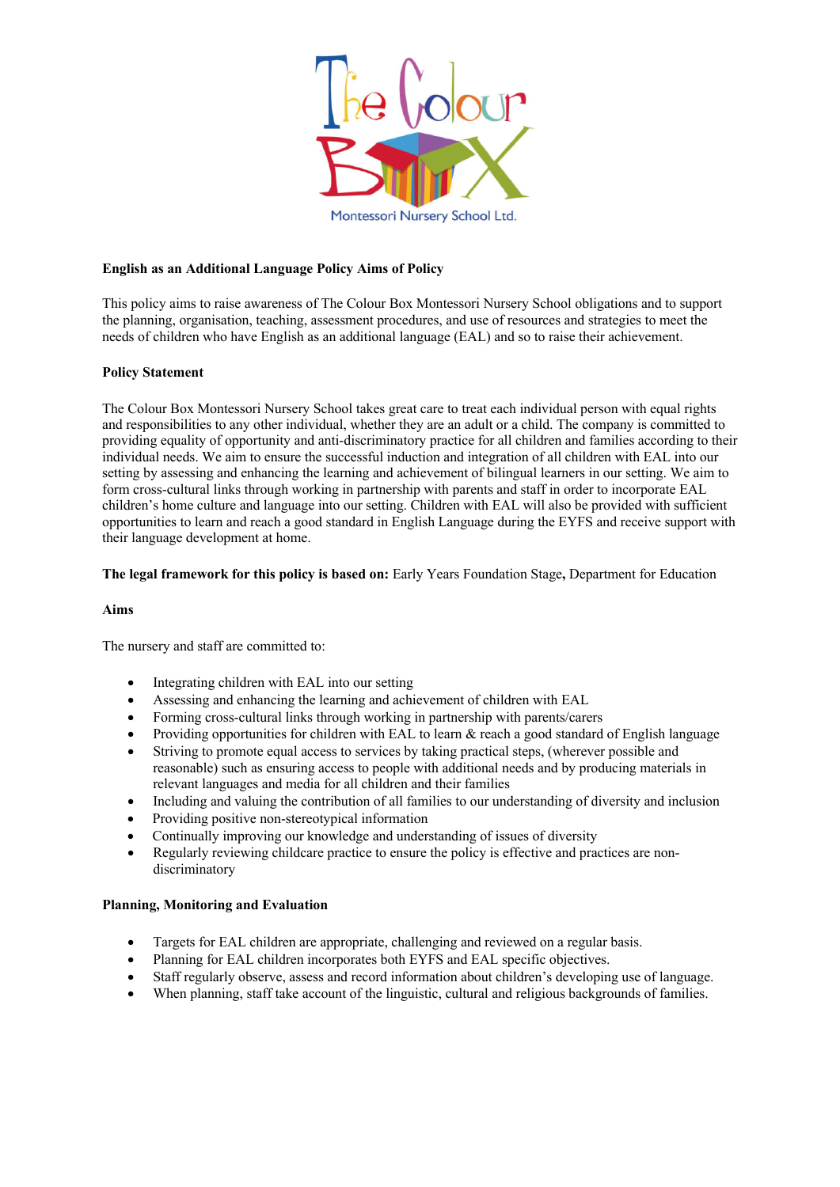**English as an Additional Language Policy Aims of Policy**

This policy aims to raise awareness of The Colour Box Montessori Nursery School obligations and to support the planning, organisation, teaching, assessment procedures, and use of resources and strategies to meet the needs of children who have English as an additional language (EAL) and so to raise their achievement.

**Policy Statement**

The Colour Box Montessori Nursery School takes great care to treat each individual person with equal rights and responsibilities to any other individual, whether they are an adult or a child. The company is committed to providing equality of opportunity and anti-discriminatory practice for all children and families according to their individual needs. We aim to ensure the successful induction and integration of all children with EAL into our setting by assessing and enhancing the learning and achievement of bilingual learners in our setting. We aim to form cross-cultural links through working in partnership with parents and staff in order to incorporate EAL children's home culture and language into our setting. Children with EAL will also be provided with sufficient opportunities to learn and reach a good standard in English Language during the EYFS and receive support with their language development at home.

**The legal framework for this policy is based on:** Early Years Foundation Stage**,** Department for Education

**Aims**

The nursery and staff are committed to:

- Integrating children with EAL into our setting
- Assessing and enhancing the learning and achievement of children with EAL
- Forming cross-cultural links through working in partnership with parents/carers
- Providing opportunities for children with EAL to learn & reach a good standard of English language
- Striving to promote equal access to services by taking practical steps, (wherever possible and reasonable) such as ensuring access to people with additional needs and by producing materials in relevant languages and media for all children and their families
- Including and valuing the contribution of all families to our understanding of diversity and inclusion
- Providing positive non-stereotypical information
- Continually improving our knowledge and understanding of issues of diversity
- Regularly reviewing childcare practice to ensure the policy is effective and practices are non-discriminatory

**Planning, Monitoring and Evaluation**

- Targets for EAL children are appropriate, challenging and reviewed on a regular basis.
- Planning for EAL children incorporates both EYFS and EAL specific objectives.
- Staff regularly observe, assess and record information about children's developing use of language.
- When planning, staff take account of the linguistic, cultural and religious backgrounds of families.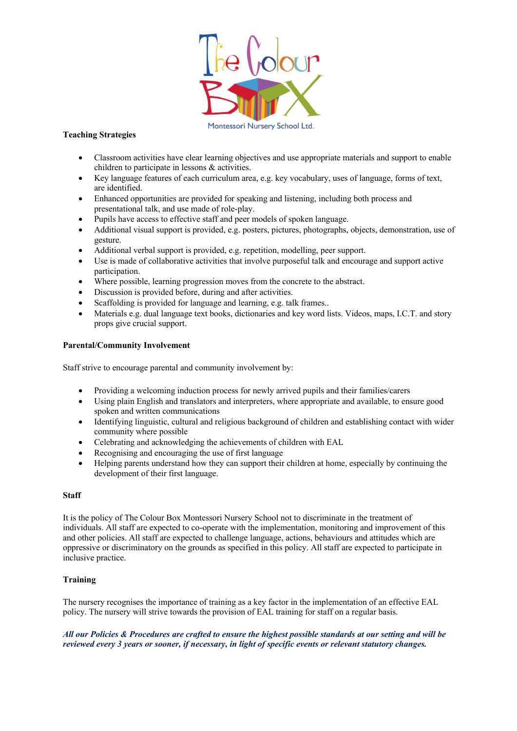**Teaching Strategies**

- Classroom activities have clear learning objectives and use appropriate materials and support to enable children to participate in lessons & activities.
- Key language features of each curriculum area, e.g. key vocabulary, uses of language, forms of text, are identified.
- Enhanced opportunities are provided for speaking and listening, including both process and presentational talk, and use made of role-play.
- Pupils have access to effective staff and peer models of spoken language.
- Additional visual support is provided, e.g. posters, pictures, photographs, objects, demonstration, use of gesture.
- Additional verbal support is provided, e.g. repetition, modelling, peer support.
- Use is made of collaborative activities that involve purposeful talk and encourage and support active participation.
- Where possible, learning progression moves from the concrete to the abstract.
- Discussion is provided before, during and after activities.
- Scaffolding is provided for language and learning, e.g. talk frames..
- Materials e.g. dual language text books, dictionaries and key word lists. Videos, maps, I.C.T. and story props give crucial support.

**Parental/Community Involvement**

Staff strive to encourage parental and community involvement by:

- Providing a welcoming induction process for newly arrived pupils and their families/carers
- Using plain English and translators and interpreters, where appropriate and available, to ensure good spoken and written communications
- Identifying linguistic, cultural and religious background of children and establishing contact with wider community where possible
- Celebrating and acknowledging the achievements of children with EAL
- Recognising and encouraging the use of first language
- Helping parents understand how they can support their children at home, especially by continuing the development of their first language.

**Staff**

It is the policy of The Colour Box Montessori Nursery School not to discriminate in the treatment of individuals. All staff are expected to co-operate with the implementation, monitoring and improvement of this and other policies. All staff are expected to challenge language, actions, behaviours and attitudes which are oppressive or discriminatory on the grounds as specified in this policy. All staff are expected to participate in inclusive practice.

**Training**

The nursery recognises the importance of training as a key factor in the implementation of an effective EAL policy. The nursery will strive towards the provision of EAL training for staff on a regular basis.

***All our Policies & Procedures are crafted to ensure the highest possible standards at our setting and will be reviewed every 3 years or sooner, if necessary, in light of specific events or relevant statutory changes.***